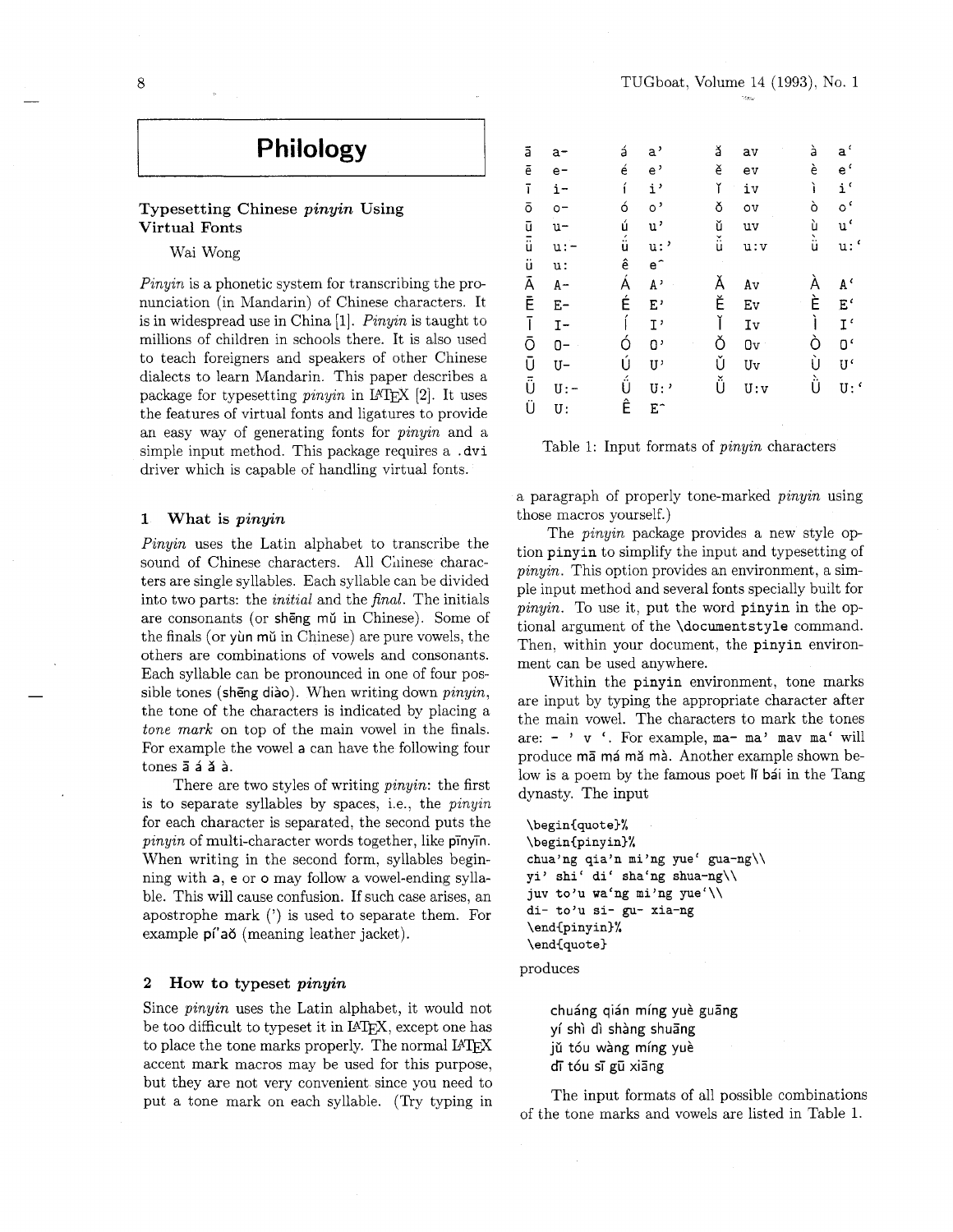# Philology

## Typesetting Chinese *pinyin* Using Virtual Fonts

Wai Wong

*Pinyin* is a phonetic system for transcribing the pronunciation (in Mandarin) of Chinese characters. It is in widespread use in China [1]. *Pinyin* is taught to millions of children in schools there. It is also used to teach foreigners and speakers of other Chinese dialects to learn Mandarin. This paper describes a package for typesetting *pinyin* in LaTeX [2]. It uses the features of virtual fonts and ligatures to provide an easy way of generating fonts for *pinyin* and a simple input method. This package requires a `.dvi` driver which is capable of handling virtual fonts.

### 1 What is *pinyin*

*Pinyin* uses the Latin alphabet to transcribe the sound of Chinese characters. All Chinese characters are single syllables. Each syllable can be divided into two parts: the *initial* and the *final*. The initials are consonants (or shēng mǔ in Chinese). Some of the finals (or yùn mǔ in Chinese) are pure vowels, the others are combinations of vowels and consonants. Each syllable can be pronounced in one of four possible tones (shēng diào). When writing down *pinyin*, the tone of the characters is indicated by placing a *tone mark* on top of the main vowel in the finals. For example the vowel a can have the following four tones ā á ǎ à.

There are two styles of writing *pinyin*: the first is to separate syllables by spaces, i.e., the *pinyin* for each character is separated, the second puts the *pinyin* of multi-character words together, like pīnyīn. When writing in the second form, syllables beginning with a, e or o may follow a vowel-ending syllable. This will cause confusion. If such case arises, an apostrophe mark (') is used to separate them. For example pí'aǒ (meaning leather jacket).

### 2 How to typeset *pinyin*

Since *pinyin* uses the Latin alphabet, it would not be too difficult to typeset it in LaTeX, except one has to place the tone marks properly. The normal LaTeX accent mark macros may be used for this purpose, but they are not very convenient since you need to put a tone mark on each syllable. (Try typing in a paragraph of properly tone-marked *pinyin* using those macros yourself.)

| | | | | | | | |
|---|---|---|---|---|---|---|---|
| ā | `a-` | á | `a'` | ǎ | `av` | à | ``a` `` |
| ē | `e-` | é | `e'` | ě | `ev` | è | ``e` `` |
| ī | `i-` | í | `i'` | ǐ | `iv` | ì | ``i` `` |
| ō | `o-` | ó | `o'` | ǒ | `ov` | ò | ``o` `` |
| ū | `u-` | ú | `u'` | ǔ | `uv` | ù | ``u` `` |
| ǖ | `u:-` | ǘ | `u:'` | ǚ | `u:v` | ǜ | ``u:` `` |
| ü | `u:` | ê | `e^` | | | | |
| Ā | `A-` | Á | `A'` | Ǎ | `Av` | À | ``A` `` |
| Ē | `E-` | É | `E'` | Ě | `Ev` | È | ``E` `` |
| Ī | `I-` | Í | `I'` | Ǐ | `Iv` | Ì | ``I` `` |
| Ō | `O-` | Ó | `O'` | Ǒ | `Ov` | Ò | ``O` `` |
| Ū | `U-` | Ú | `U'` | Ǔ | `Uv` | Ù | ``U` `` |
| Ǖ | `U:-` | Ǘ | `U:'` | Ǚ | `U:v` | Ǜ | ``U:` `` |
| Ü | `U:` | Ê | `E^` | | | | |

Table 1: Input formats of *pinyin* characters

The *pinyin* package provides a new style option `pinyin` to simplify the input and typesetting of *pinyin*. This option provides an environment, a simple input method and several fonts specially built for *pinyin*. To use it, put the word `pinyin` in the optional argument of the `\documentstyle` command. Then, within your document, the `pinyin` environment can be used anywhere.

Within the `pinyin` environment, tone marks are input by typing the appropriate character after the main vowel. The characters to mark the tones are: `-` `'` `v` `` ` ``. For example, ``ma- ma' mav ma` `` will produce mā má mǎ mà. Another example shown below is a poem by the famous poet lǐ bái in the Tang dynasty. The input

```
\begin{quote}%
\begin{pinyin}%
chua'ng qia'n mi'ng yue` gua-ng\\
yi' shi` di` sha`ng shua-ng\\
juv to'u wa`ng mi'ng yue`\\
di- to'u si- gu- xia-ng
\end{pinyin}%
\end{quote}
```

produces

> chuáng qián míng yuè guāng
> yí shì dì shàng shuāng
> jǔ tóu wàng míng yuè
> dī tóu sī gū xiāng

The input formats of all possible combinations of the tone marks and vowels are listed in Table 1.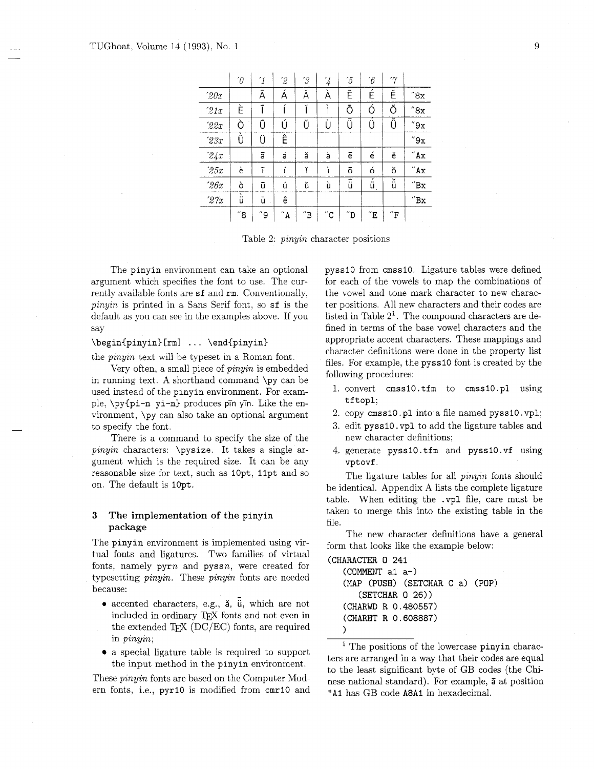| | '0 | '1 | '2 | '3 | '4 | '5 | '6 | '7 | |
|---|---|---|---|---|---|---|---|---|---|
| '20x | | Ā | Á | Ǎ | À | Ē | É | Ě | "8x |
| '21x | È | Ī | Í | Ǐ | Ì | Ō | Ó | Ǒ | "8x |
| '22x | Ò | Ū | Ú | Ǔ | Ù | Ǖ | Ǘ | Ǚ | "9x |
| '23x | Ǜ | Ü | Ê | | | | | | "9x |
| '24x | | ā | á | ǎ | à | ē | é | ě | "Ax |
| '25x | è | ī | í | ǐ | ì | ō | ó | ǒ | "Ax |
| '26x | ò | ū | ú | ǔ | ù | ǖ | ǘ | ǚ | "Bx |
| '27x | ǜ | ü | ê | | | | | | "Bx |
| | "8 | "9 | "A | "B | "C | "D | "E | "F | |

Table 2: *pinyin* character positions

The `pinyin` environment can take an optional argument which specifies the font to use. The currently available fonts are `sf` and `rm`. Conventionally, *pinyin* is printed in a Sans Serif font, so `sf` is the default as you can see in the examples above. If you say

```
\begin{pinyin}[rm] ... \end{pinyin}
```

the *pinyin* text will be typeset in a Roman font.

Very often, a small piece of *pinyin* is embedded in running text. A shorthand command `\py` can be used instead of the `pinyin` environment. For example, `\py{pi-n yi-n}` produces pīn yīn. Like the environment, `\py` can also take an optional argument to specify the font.

There is a command to specify the size of the *pinyin* characters: `\pysize`. It takes a single argument which is the required size. It can be any reasonable size for text, such as `10pt`, `11pt` and so on. The default is `10pt`.

## 3 The implementation of the pinyin package

The `pinyin` environment is implemented using virtual fonts and ligatures. Two families of virtual fonts, namely pyr*n* and pyss*n*, were created for typesetting *pinyin*. These *pinyin* fonts are needed because:

- accented characters, e.g., ǎ, ǖ, which are not included in ordinary TeX fonts and not even in the extended TeX (DC/EC) fonts, are required in *pinyin*;
- a special ligature table is required to support the input method in the `pinyin` environment.

These *pinyin* fonts are based on the Computer Modern fonts, i.e., `pyr10` is modified from `cmr10` and `pyss10` from `cmss10`. Ligature tables were defined for each of the vowels to map the combinations of the vowel and tone mark character to new character positions. All new characters and their codes are listed in Table 2[1]. The compound characters are defined in terms of the base vowel characters and the appropriate accent characters. These mappings and character definitions were done in the property list files. For example, the `pyss10` font is created by the following procedures:

1. convert `cmss10.tfm` to `cmss10.pl` using `tftopl`;
2. copy `cmss10.pl` into a file named `pyss10.vpl`;
3. edit `pyss10.vpl` to add the ligature tables and new character definitions;
4. generate `pyss10.tfm` and `pyss10.vf` using `vptovf`.

The ligature tables for all *pinyin* fonts should be identical. Appendix A lists the complete ligature table. When editing the `.vpl` file, care must be taken to merge this into the existing table in the file.

The new character definitions have a general form that looks like the example below:

```
(CHARACTER O 241
   (COMMENT a1 a-)
   (MAP (PUSH) (SETCHAR C a) (POP)
      (SETCHAR O 26))
   (CHARWD R 0.480557)
   (CHARHT R 0.608887)
   )
```

[1] The positions of the lowercase `pinyin` characters are arranged in a way that their codes are equal to the least significant byte of GB codes (the Chinese national standard). For example, ā at position `"A1` has GB code `A8A1` in hexadecimal.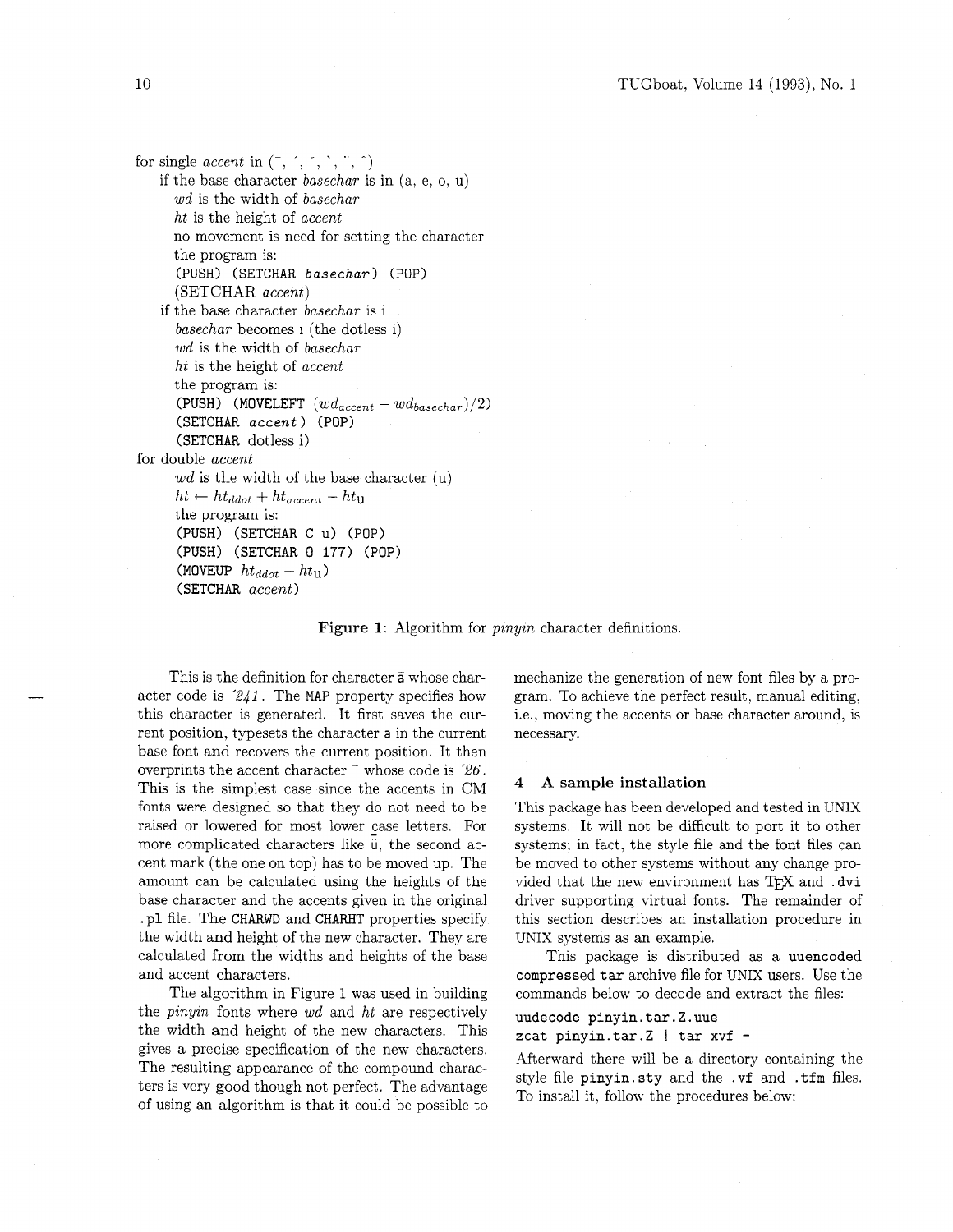```
for single accent in (¯, ´, ˇ, `, ¨, ˆ)
    if the base character basechar is in (a, e, o, u)
        wd is the width of basechar
        ht is the height of accent
        no movement is need for setting the character
        the program is:
        (PUSH) (SETCHAR basechar) (POP)
        (SETCHAR accent)
    if the base character basechar is i
        basechar becomes ı (the dotless i)
        wd is the width of basechar
        ht is the height of accent
        the program is:
        (PUSH) (MOVELEFT (wd_accent − wd_basechar)/2)
        (SETCHAR accent) (POP)
        (SETCHAR dotless i)
for double accent
        wd is the width of the base character (u)
        ht ← ht_ddot + ht_accent − ht_u
        the program is:
        (PUSH) (SETCHAR C u) (POP)
        (PUSH) (SETCHAR O 177) (POP)
        (MOVEUP ht_ddot − ht_u)
        (SETCHAR accent)
```

**Figure 1**: Algorithm for *pinyin* character definitions.

This is the definition for character ā whose character code is ´241. The MAP property specifies how this character is generated. It first saves the current position, typesets the character a in the current base font and recovers the current position. It then overprints the accent character ¯ whose code is ´26. This is the simplest case since the accents in CM fonts were designed so that they do not need to be raised or lowered for most lower case letters. For more complicated characters like ǖ, the second accent mark (the one on top) has to be moved up. The amount can be calculated using the heights of the base character and the accents given in the original .pl file. The CHARWD and CHARHT properties specify the width and height of the new character. They are calculated from the widths and heights of the base and accent characters.

The algorithm in Figure 1 was used in building the *pinyin* fonts where *wd* and *ht* are respectively the width and height of the new characters. This gives a precise specification of the new characters. The resulting appearance of the compound characters is very good though not perfect. The advantage of using an algorithm is that it could be possible to mechanize the generation of new font files by a program. To achieve the perfect result, manual editing, i.e., moving the accents or base character around, is necessary.

## 4 A sample installation

This package has been developed and tested in UNIX systems. It will not be difficult to port it to other systems; in fact, the style file and the font files can be moved to other systems without any change provided that the new environment has TeX and .dvi driver supporting virtual fonts. The remainder of this section describes an installation procedure in UNIX systems as an example.

This package is distributed as a uuencoded compressed tar archive file for UNIX users. Use the commands below to decode and extract the files:

```
uudecode pinyin.tar.Z.uue
zcat pinyin.tar.Z | tar xvf -
```

Afterward there will be a directory containing the style file pinyin.sty and the .vf and .tfm files. To install it, follow the procedures below: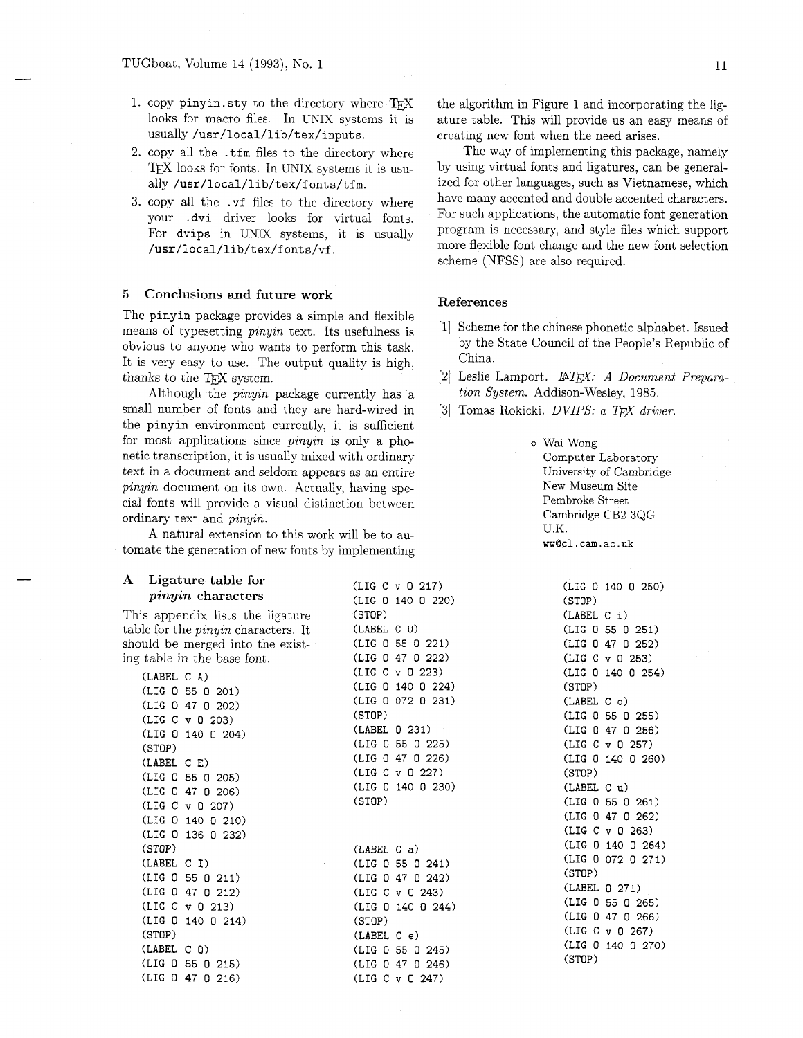1. copy pinyin.sty to the directory where TeX looks for macro files. In UNIX systems it is usually /usr/local/lib/tex/inputs.
2. copy all the .tfm files to the directory where TeX looks for fonts. In UNIX systems it is usually /usr/local/lib/tex/fonts/tfm.
3. copy all the .vf files to the directory where your .dvi driver looks for virtual fonts. For dvips in UNIX systems, it is usually /usr/local/lib/tex/fonts/vf.

## 5 Conclusions and future work

The pinyin package provides a simple and flexible means of typesetting *pinyin* text. Its usefulness is obvious to anyone who wants to perform this task. It is very easy to use. The output quality is high, thanks to the TeX system.

Although the *pinyin* package currently has a small number of fonts and they are hard-wired in the pinyin environment currently, it is sufficient for most applications since *pinyin* is only a phonetic transcription, it is usually mixed with ordinary text in a document and seldom appears as an entire *pinyin* document on its own. Actually, having special fonts will provide a visual distinction between ordinary text and *pinyin*.

A natural extension to this work will be to automate the generation of new fonts by implementing the algorithm in Figure 1 and incorporating the ligature table. This will provide us an easy means of creating new font when the need arises.

The way of implementing this package, namely by using virtual fonts and ligatures, can be generalized for other languages, such as Vietnamese, which have many accented and double accented characters. For such applications, the automatic font generation program is necessary, and style files which support more flexible font change and the new font selection scheme (NFSS) are also required.

## References

[1] Scheme for the chinese phonetic alphabet. Issued by the State Council of the People's Republic of China.

[2] Leslie Lamport. *LaTeX: A Document Preparation System.* Addison-Wesley, 1985.

[3] Tomas Rokicki. *DVIPS: a TeX driver.*

◇ Wai Wong
Computer Laboratory
University of Cambridge
New Museum Site
Pembroke Street
Cambridge CB2 3QG
U.K.
ww@cl.cam.ac.uk

## A Ligature table for *pinyin* characters

This appendix lists the ligature table for the *pinyin* characters. It should be merged into the existing table in the base font.

```
(LABEL C A)
(LIG O 55 O 201)
(LIG O 47 O 202)
(LIG C v O 203)
(LIG O 140 O 204)
(STOP)
(LABEL C E)
(LIG O 55 O 205)
(LIG O 47 O 206)
(LIG C v O 207)
(LIG O 140 O 210)
(LIG O 136 O 232)
(STOP)
(LABEL C I)
(LIG O 55 O 211)
(LIG O 47 O 212)
(LIG C v O 213)
(LIG O 140 O 214)
(STOP)
(LABEL C O)
(LIG O 55 O 215)
(LIG O 47 O 216)
(LIG C v O 217)
(LIG O 140 O 220)
(STOP)
(LABEL C U)
(LIG O 55 O 221)
(LIG O 47 O 222)
(LIG C v O 223)
(LIG O 140 O 224)
(LIG O 072 O 231)
(STOP)
(LABEL O 231)
(LIG O 55 O 225)
(LIG O 47 O 226)
(LIG C v O 227)
(LIG O 140 O 230)
(STOP)

(LABEL C a)
(LIG O 55 O 241)
(LIG O 47 O 242)
(LIG C v O 243)
(LIG O 140 O 244)
(STOP)
(LABEL C e)
(LIG O 55 O 245)
(LIG O 47 O 246)
(LIG C v O 247)
(LIG O 140 O 250)
(STOP)
(LABEL C i)
(LIG O 55 O 251)
(LIG O 47 O 252)
(LIG C v O 253)
(LIG O 140 O 254)
(STOP)
(LABEL C o)
(LIG O 55 O 255)
(LIG O 47 O 256)
(LIG C v O 257)
(LIG O 140 O 260)
(STOP)
(LABEL C u)
(LIG O 55 O 261)
(LIG O 47 O 262)
(LIG C v O 263)
(LIG O 140 O 264)
(LIG O 072 O 271)
(STOP)
(LABEL O 271)
(LIG O 55 O 265)
(LIG O 47 O 266)
(LIG C v O 267)
(LIG O 140 O 270)
(STOP)
```